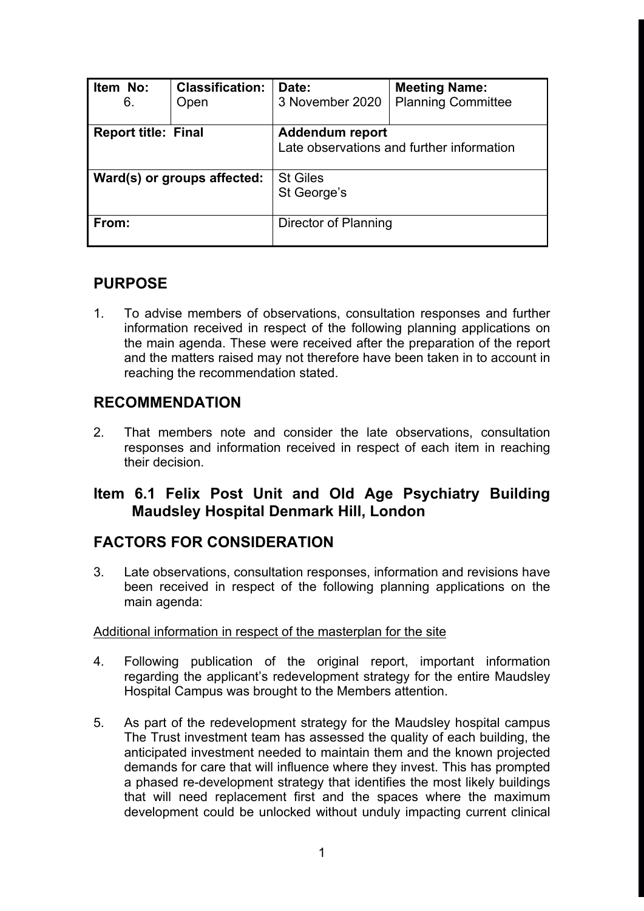| Item No: 6. | Classification: Open | Date: 3 November 2020 | Meeting Name: Planning Committee |
| --- | --- | --- | --- |
| **Report title: Final** | | **Addendum report** Late observations and further information | |
| **Ward(s) or groups affected:** | | St Giles St George's | |
| **From:** | | Director of Planning | |

## PURPOSE

1. To advise members of observations, consultation responses and further information received in respect of the following planning applications on the main agenda. These were received after the preparation of the report and the matters raised may not therefore have been taken in to account in reaching the recommendation stated.

## RECOMMENDATION

2. That members note and consider the late observations, consultation responses and information received in respect of each item in reaching their decision.

## Item 6.1 Felix Post Unit and Old Age Psychiatry Building Maudsley Hospital Denmark Hill, London

## FACTORS FOR CONSIDERATION

3. Late observations, consultation responses, information and revisions have been received in respect of the following planning applications on the main agenda:

Additional information in respect of the masterplan for the site

4. Following publication of the original report, important information regarding the applicant's redevelopment strategy for the entire Maudsley Hospital Campus was brought to the Members attention.

5. As part of the redevelopment strategy for the Maudsley hospital campus The Trust investment team has assessed the quality of each building, the anticipated investment needed to maintain them and the known projected demands for care that will influence where they invest. This has prompted a phased re-development strategy that identifies the most likely buildings that will need replacement first and the spaces where the maximum development could be unlocked without unduly impacting current clinical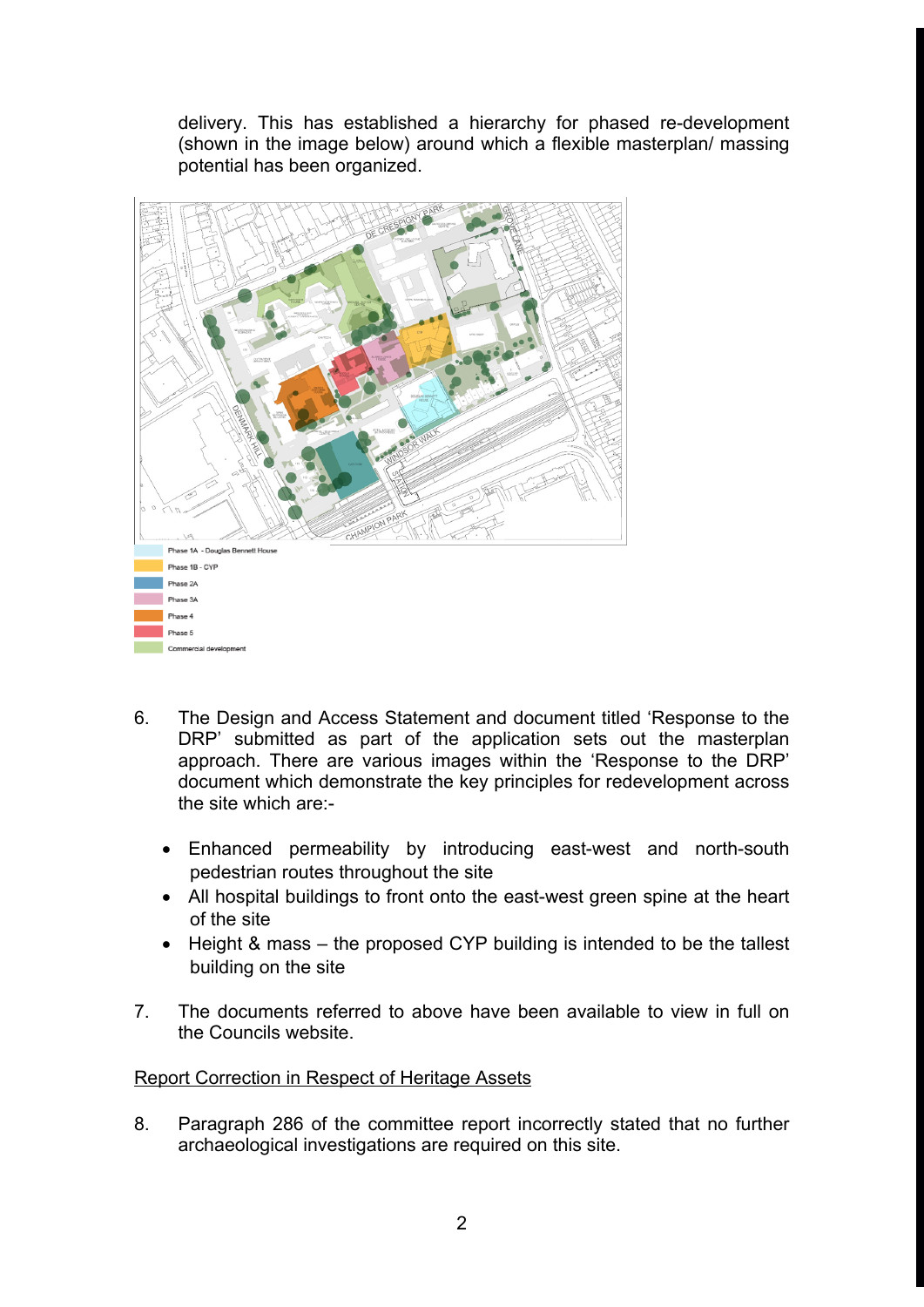delivery. This has established a hierarchy for phased re-development (shown in the image below) around which a flexible masterplan/ massing potential has been organized.

Phase 1A - Douglas Bennett House
Phase 1B - CYP
Phase 2A
Phase 3A
Phase 4
Phase 5
Commercial development

6. The Design and Access Statement and document titled 'Response to the DRP' submitted as part of the application sets out the masterplan approach. There are various images within the 'Response to the DRP' document which demonstrate the key principles for redevelopment across the site which are:-

   - Enhanced permeability by introducing east-west and north-south pedestrian routes throughout the site
   - All hospital buildings to front onto the east-west green spine at the heart of the site
   - Height & mass – the proposed CYP building is intended to be the tallest building on the site

7. The documents referred to above have been available to view in full on the Councils website.

<u>Report Correction in Respect of Heritage Assets</u>

8. Paragraph 286 of the committee report incorrectly stated that no further archaeological investigations are required on this site.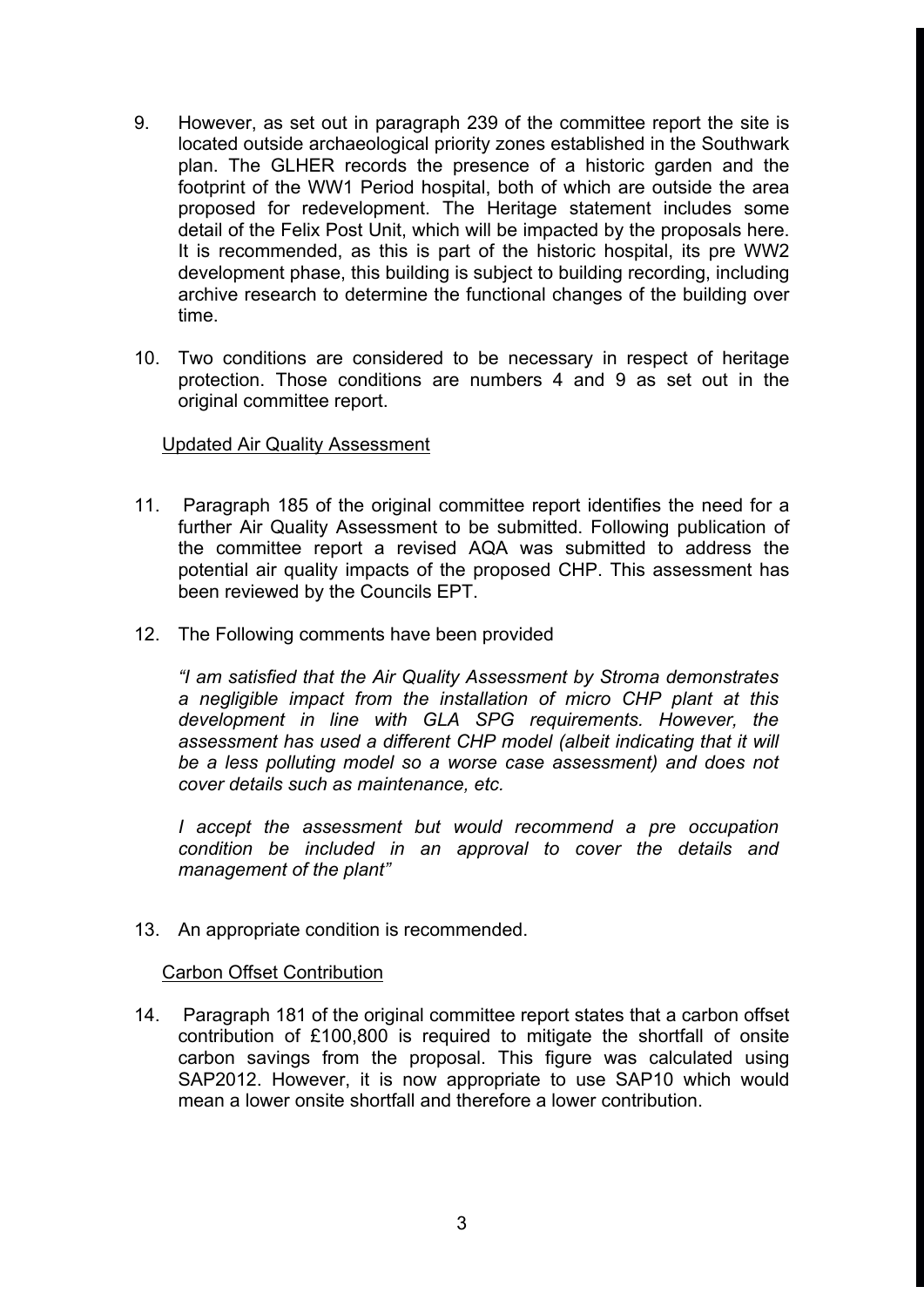9. However, as set out in paragraph 239 of the committee report the site is located outside archaeological priority zones established in the Southwark plan. The GLHER records the presence of a historic garden and the footprint of the WW1 Period hospital, both of which are outside the area proposed for redevelopment. The Heritage statement includes some detail of the Felix Post Unit, which will be impacted by the proposals here. It is recommended, as this is part of the historic hospital, its pre WW2 development phase, this building is subject to building recording, including archive research to determine the functional changes of the building over time.

10. Two conditions are considered to be necessary in respect of heritage protection. Those conditions are numbers 4 and 9 as set out in the original committee report.

Updated Air Quality Assessment

11. Paragraph 185 of the original committee report identifies the need for a further Air Quality Assessment to be submitted. Following publication of the committee report a revised AQA was submitted to address the potential air quality impacts of the proposed CHP. This assessment has been reviewed by the Councils EPT.

12. The Following comments have been provided

    *"I am satisfied that the Air Quality Assessment by Stroma demonstrates a negligible impact from the installation of micro CHP plant at this development in line with GLA SPG requirements. However, the assessment has used a different CHP model (albeit indicating that it will be a less polluting model so a worse case assessment) and does not cover details such as maintenance, etc.*

    *I accept the assessment but would recommend a pre occupation condition be included in an approval to cover the details and management of the plant"*

13. An appropriate condition is recommended.

Carbon Offset Contribution

14. Paragraph 181 of the original committee report states that a carbon offset contribution of £100,800 is required to mitigate the shortfall of onsite carbon savings from the proposal. This figure was calculated using SAP2012. However, it is now appropriate to use SAP10 which would mean a lower onsite shortfall and therefore a lower contribution.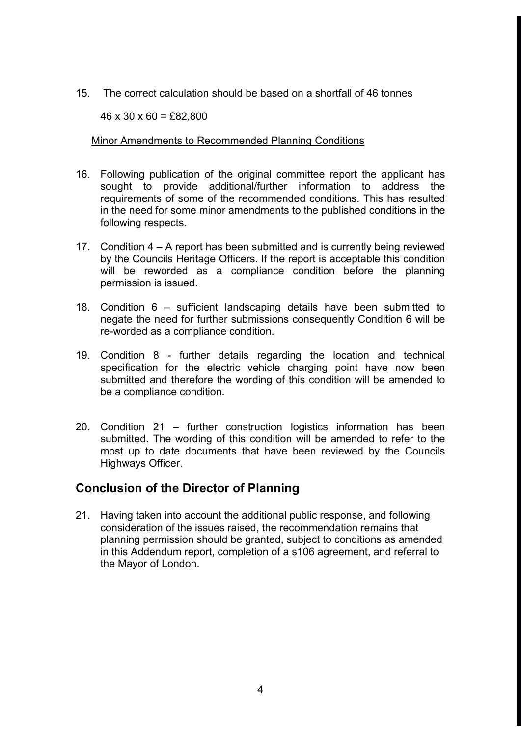15. The correct calculation should be based on a shortfall of 46 tonnes

    46 x 30 x 60 = £82,800

    Minor Amendments to Recommended Planning Conditions

16. Following publication of the original committee report the applicant has sought to provide additional/further information to address the requirements of some of the recommended conditions. This has resulted in the need for some minor amendments to the published conditions in the following respects.

17. Condition 4 – A report has been submitted and is currently being reviewed by the Councils Heritage Officers. If the report is acceptable this condition will be reworded as a compliance condition before the planning permission is issued.

18. Condition 6 – sufficient landscaping details have been submitted to negate the need for further submissions consequently Condition 6 will be re-worded as a compliance condition.

19. Condition 8 - further details regarding the location and technical specification for the electric vehicle charging point have now been submitted and therefore the wording of this condition will be amended to be a compliance condition.

20. Condition 21 – further construction logistics information has been submitted. The wording of this condition will be amended to refer to the most up to date documents that have been reviewed by the Councils Highways Officer.

## Conclusion of the Director of Planning

21. Having taken into account the additional public response, and following consideration of the issues raised, the recommendation remains that planning permission should be granted, subject to conditions as amended in this Addendum report, completion of a s106 agreement, and referral to the Mayor of London.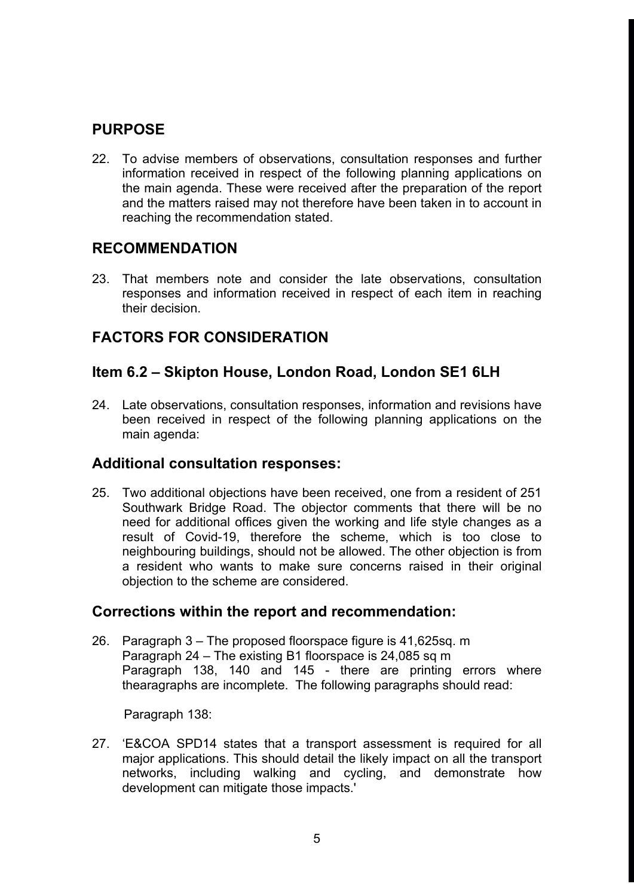## PURPOSE

22. To advise members of observations, consultation responses and further information received in respect of the following planning applications on the main agenda. These were received after the preparation of the report and the matters raised may not therefore have been taken in to account in reaching the recommendation stated.

## RECOMMENDATION

23. That members note and consider the late observations, consultation responses and information received in respect of each item in reaching their decision.

## FACTORS FOR CONSIDERATION

## Item 6.2 – Skipton House, London Road, London SE1 6LH

24. Late observations, consultation responses, information and revisions have been received in respect of the following planning applications on the main agenda:

### Additional consultation responses:

25. Two additional objections have been received, one from a resident of 251 Southwark Bridge Road. The objector comments that there will be no need for additional offices given the working and life style changes as a result of Covid-19, therefore the scheme, which is too close to neighbouring buildings, should not be allowed. The other objection is from a resident who wants to make sure concerns raised in their original objection to the scheme are considered.

### Corrections within the report and recommendation:

26. Paragraph 3 – The proposed floorspace figure is 41,625sq. m
    Paragraph 24 – The existing B1 floorspace is 24,085 sq m
    Paragraph 138, 140 and 145 - there are printing errors where thearagraphs are incomplete. The following paragraphs should read:

    Paragraph 138:

27. 'E&COA SPD14 states that a transport assessment is required for all major applications. This should detail the likely impact on all the transport networks, including walking and cycling, and demonstrate how development can mitigate those impacts.'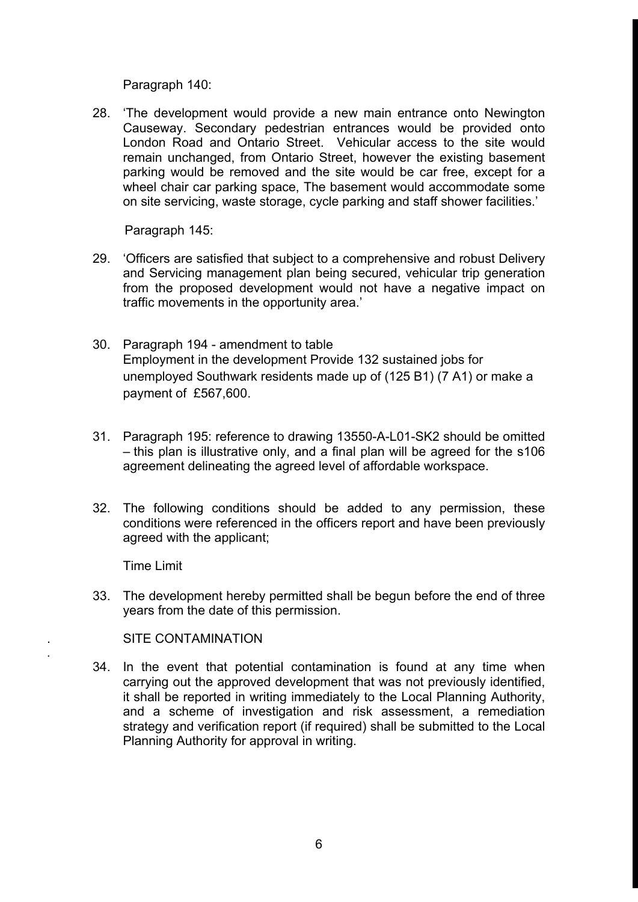Paragraph 140:

28. 'The development would provide a new main entrance onto Newington Causeway. Secondary pedestrian entrances would be provided onto London Road and Ontario Street. Vehicular access to the site would remain unchanged, from Ontario Street, however the existing basement parking would be removed and the site would be car free, except for a wheel chair car parking space, The basement would accommodate some on site servicing, waste storage, cycle parking and staff shower facilities.'

Paragraph 145:

29. 'Officers are satisfied that subject to a comprehensive and robust Delivery and Servicing management plan being secured, vehicular trip generation from the proposed development would not have a negative impact on traffic movements in the opportunity area.'

30. Paragraph 194 - amendment to table
    Employment in the development Provide 132 sustained jobs for unemployed Southwark residents made up of (125 B1) (7 A1) or make a payment of £567,600.

31. Paragraph 195: reference to drawing 13550-A-L01-SK2 should be omitted – this plan is illustrative only, and a final plan will be agreed for the s106 agreement delineating the agreed level of affordable workspace.

32. The following conditions should be added to any permission, these conditions were referenced in the officers report and have been previously agreed with the applicant;

Time Limit

33. The development hereby permitted shall be begun before the end of three years from the date of this permission.

SITE CONTAMINATION

34. In the event that potential contamination is found at any time when carrying out the approved development that was not previously identified, it shall be reported in writing immediately to the Local Planning Authority, and a scheme of investigation and risk assessment, a remediation strategy and verification report (if required) shall be submitted to the Local Planning Authority for approval in writing.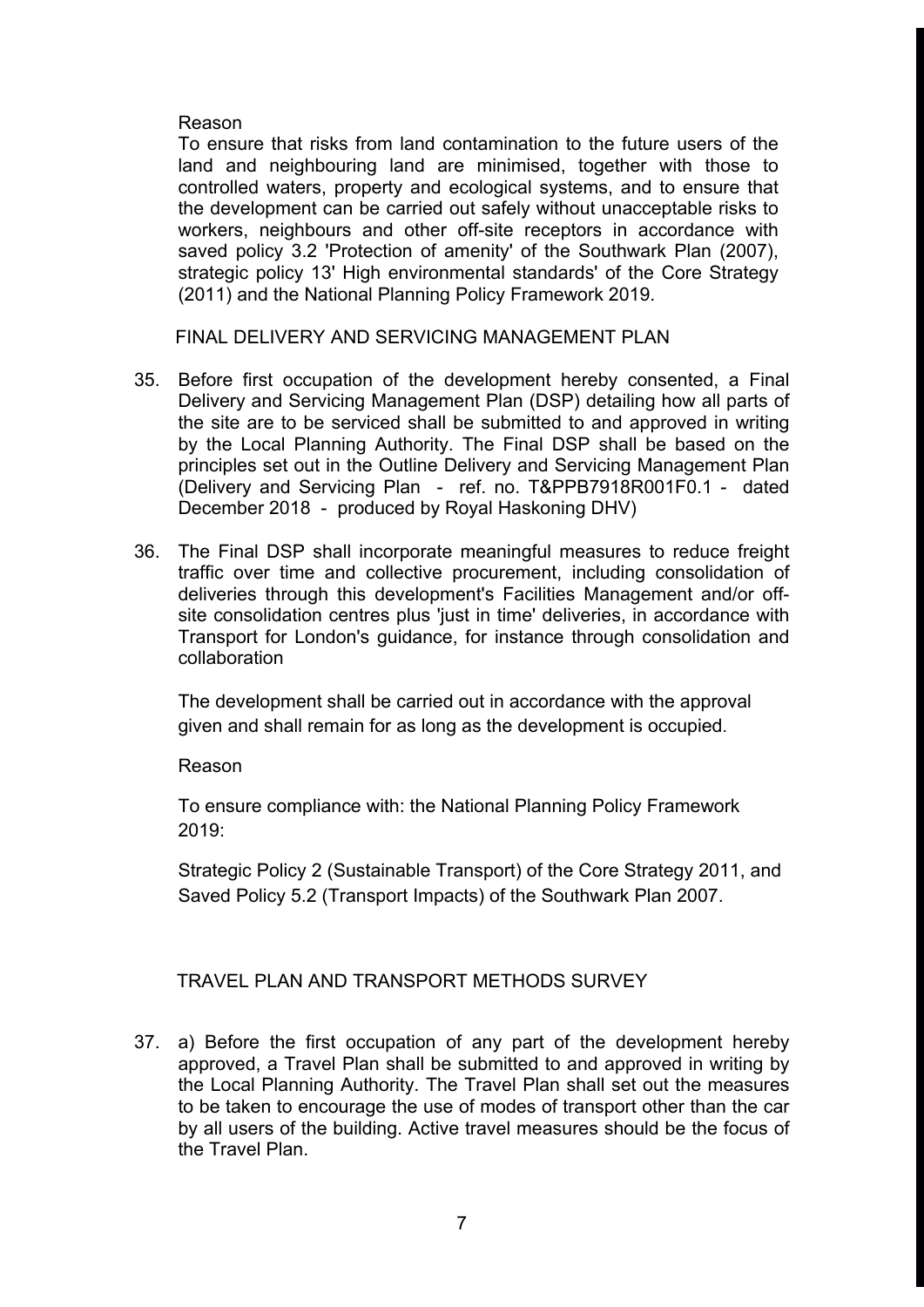Reason

To ensure that risks from land contamination to the future users of the land and neighbouring land are minimised, together with those to controlled waters, property and ecological systems, and to ensure that the development can be carried out safely without unacceptable risks to workers, neighbours and other off-site receptors in accordance with saved policy 3.2 'Protection of amenity' of the Southwark Plan (2007), strategic policy 13' High environmental standards' of the Core Strategy (2011) and the National Planning Policy Framework 2019.

FINAL DELIVERY AND SERVICING MANAGEMENT PLAN

35. Before first occupation of the development hereby consented, a Final Delivery and Servicing Management Plan (DSP) detailing how all parts of the site are to be serviced shall be submitted to and approved in writing by the Local Planning Authority. The Final DSP shall be based on the principles set out in the Outline Delivery and Servicing Management Plan (Delivery and Servicing Plan - ref. no. T&PPB7918R001F0.1 - dated December 2018 - produced by Royal Haskoning DHV)

36. The Final DSP shall incorporate meaningful measures to reduce freight traffic over time and collective procurement, including consolidation of deliveries through this development's Facilities Management and/or off-site consolidation centres plus 'just in time' deliveries, in accordance with Transport for London's guidance, for instance through consolidation and collaboration

The development shall be carried out in accordance with the approval given and shall remain for as long as the development is occupied.

Reason

To ensure compliance with: the National Planning Policy Framework 2019:

Strategic Policy 2 (Sustainable Transport) of the Core Strategy 2011, and Saved Policy 5.2 (Transport Impacts) of the Southwark Plan 2007.

TRAVEL PLAN AND TRANSPORT METHODS SURVEY

37. a) Before the first occupation of any part of the development hereby approved, a Travel Plan shall be submitted to and approved in writing by the Local Planning Authority. The Travel Plan shall set out the measures to be taken to encourage the use of modes of transport other than the car by all users of the building. Active travel measures should be the focus of the Travel Plan.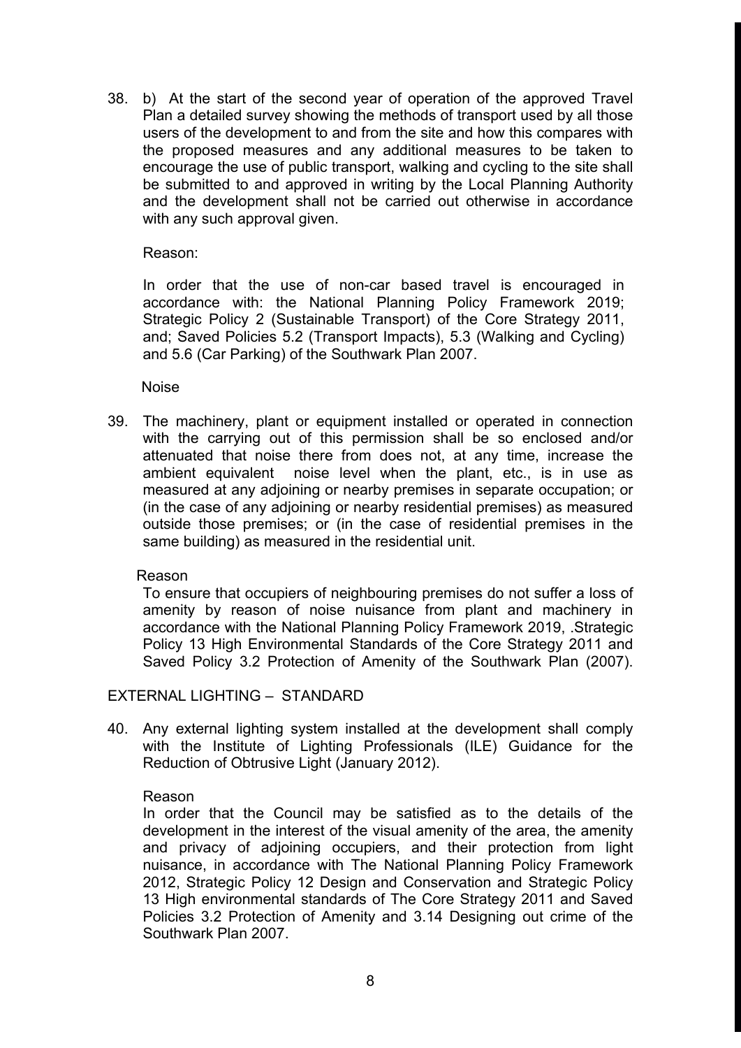38. b) At the start of the second year of operation of the approved Travel Plan a detailed survey showing the methods of transport used by all those users of the development to and from the site and how this compares with the proposed measures and any additional measures to be taken to encourage the use of public transport, walking and cycling to the site shall be submitted to and approved in writing by the Local Planning Authority and the development shall not be carried out otherwise in accordance with any such approval given.

    Reason:

    In order that the use of non-car based travel is encouraged in accordance with: the National Planning Policy Framework 2019; Strategic Policy 2 (Sustainable Transport) of the Core Strategy 2011, and; Saved Policies 5.2 (Transport Impacts), 5.3 (Walking and Cycling) and 5.6 (Car Parking) of the Southwark Plan 2007.

Noise

39. The machinery, plant or equipment installed or operated in connection with the carrying out of this permission shall be so enclosed and/or attenuated that noise there from does not, at any time, increase the ambient equivalent noise level when the plant, etc., is in use as measured at any adjoining or nearby premises in separate occupation; or (in the case of any adjoining or nearby residential premises) as measured outside those premises; or (in the case of residential premises in the same building) as measured in the residential unit.

    Reason
    To ensure that occupiers of neighbouring premises do not suffer a loss of amenity by reason of noise nuisance from plant and machinery in accordance with the National Planning Policy Framework 2019, .Strategic Policy 13 High Environmental Standards of the Core Strategy 2011 and Saved Policy 3.2 Protection of Amenity of the Southwark Plan (2007).

EXTERNAL LIGHTING – STANDARD

40. Any external lighting system installed at the development shall comply with the Institute of Lighting Professionals (ILE) Guidance for the Reduction of Obtrusive Light (January 2012).

    Reason
    In order that the Council may be satisfied as to the details of the development in the interest of the visual amenity of the area, the amenity and privacy of adjoining occupiers, and their protection from light nuisance, in accordance with The National Planning Policy Framework 2012, Strategic Policy 12 Design and Conservation and Strategic Policy 13 High environmental standards of The Core Strategy 2011 and Saved Policies 3.2 Protection of Amenity and 3.14 Designing out crime of the Southwark Plan 2007.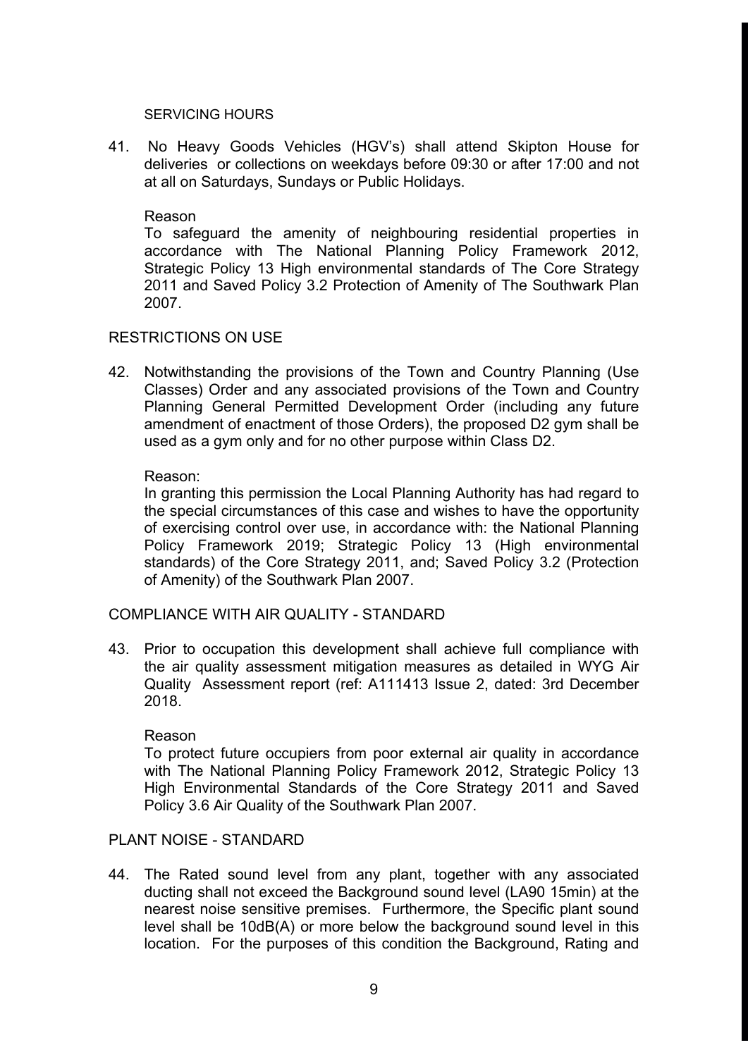SERVICING HOURS

41. No Heavy Goods Vehicles (HGV's) shall attend Skipton House for deliveries or collections on weekdays before 09:30 or after 17:00 and not at all on Saturdays, Sundays or Public Holidays.

    Reason
    To safeguard the amenity of neighbouring residential properties in accordance with The National Planning Policy Framework 2012, Strategic Policy 13 High environmental standards of The Core Strategy 2011 and Saved Policy 3.2 Protection of Amenity of The Southwark Plan 2007.

RESTRICTIONS ON USE

42. Notwithstanding the provisions of the Town and Country Planning (Use Classes) Order and any associated provisions of the Town and Country Planning General Permitted Development Order (including any future amendment of enactment of those Orders), the proposed D2 gym shall be used as a gym only and for no other purpose within Class D2.

    Reason:
    In granting this permission the Local Planning Authority has had regard to the special circumstances of this case and wishes to have the opportunity of exercising control over use, in accordance with: the National Planning Policy Framework 2019; Strategic Policy 13 (High environmental standards) of the Core Strategy 2011, and; Saved Policy 3.2 (Protection of Amenity) of the Southwark Plan 2007.

COMPLIANCE WITH AIR QUALITY - STANDARD

43. Prior to occupation this development shall achieve full compliance with the air quality assessment mitigation measures as detailed in WYG Air Quality Assessment report (ref: A111413 Issue 2, dated: 3rd December 2018.

    Reason
    To protect future occupiers from poor external air quality in accordance with The National Planning Policy Framework 2012, Strategic Policy 13 High Environmental Standards of the Core Strategy 2011 and Saved Policy 3.6 Air Quality of the Southwark Plan 2007.

PLANT NOISE - STANDARD

44. The Rated sound level from any plant, together with any associated ducting shall not exceed the Background sound level (LA90 15min) at the nearest noise sensitive premises. Furthermore, the Specific plant sound level shall be 10dB(A) or more below the background sound level in this location. For the purposes of this condition the Background, Rating and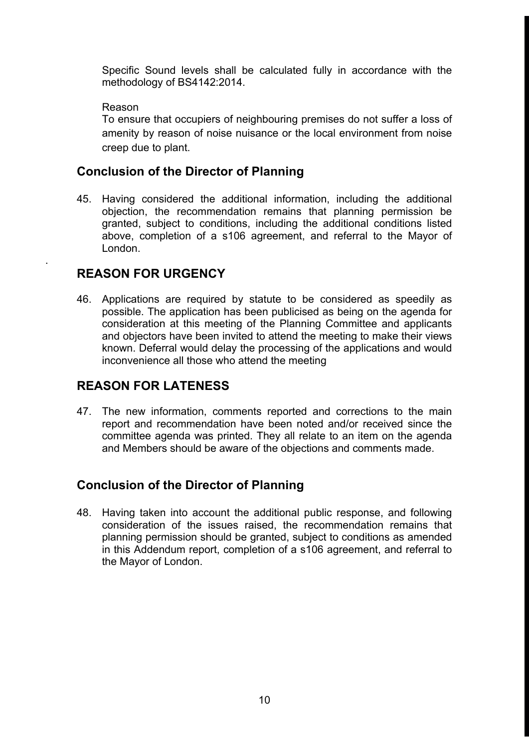Specific Sound levels shall be calculated fully in accordance with the methodology of BS4142:2014.

Reason

To ensure that occupiers of neighbouring premises do not suffer a loss of amenity by reason of noise nuisance or the local environment from noise creep due to plant.

## Conclusion of the Director of Planning

45. Having considered the additional information, including the additional objection, the recommendation remains that planning permission be granted, subject to conditions, including the additional conditions listed above, completion of a s106 agreement, and referral to the Mayor of London.

## REASON FOR URGENCY

46. Applications are required by statute to be considered as speedily as possible. The application has been publicised as being on the agenda for consideration at this meeting of the Planning Committee and applicants and objectors have been invited to attend the meeting to make their views known. Deferral would delay the processing of the applications and would inconvenience all those who attend the meeting

## REASON FOR LATENESS

47. The new information, comments reported and corrections to the main report and recommendation have been noted and/or received since the committee agenda was printed. They all relate to an item on the agenda and Members should be aware of the objections and comments made.

## Conclusion of the Director of Planning

48. Having taken into account the additional public response, and following consideration of the issues raised, the recommendation remains that planning permission should be granted, subject to conditions as amended in this Addendum report, completion of a s106 agreement, and referral to the Mayor of London.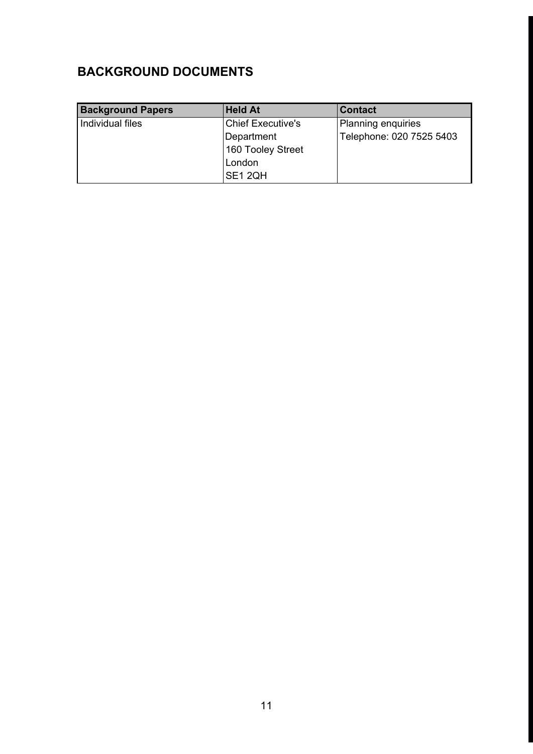## BACKGROUND DOCUMENTS

| Background Papers | Held At | Contact |
|---|---|---|
| Individual files | Chief Executive's Department<br>160 Tooley Street<br>London<br>SE1 2QH | Planning enquiries<br>Telephone: 020 7525 5403 |